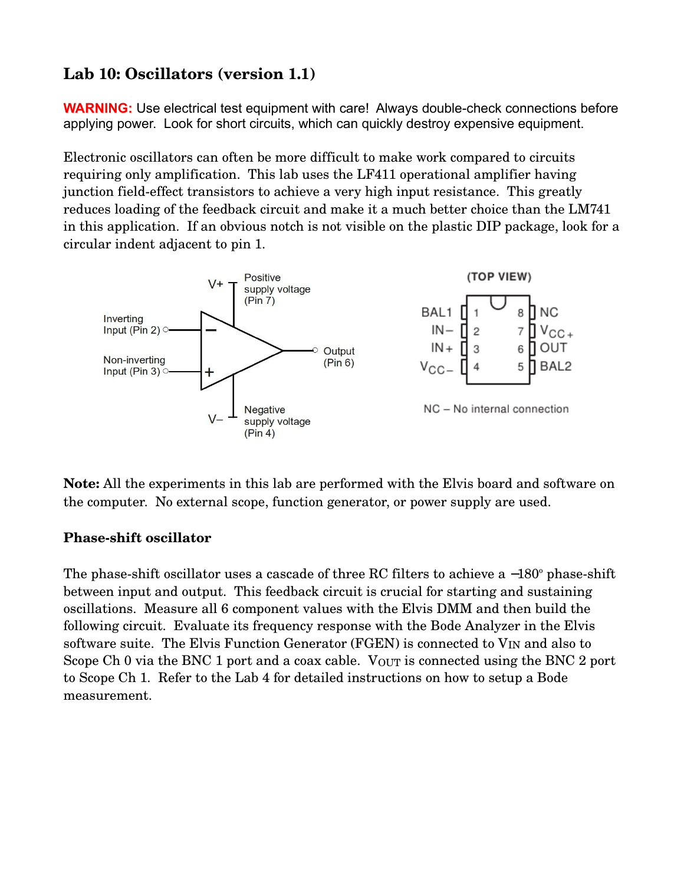# Lab 10: Oscillators (version 1.1)

**WARNING:** Use electrical test equipment with care! Always double-check connections before applying power. Look for short circuits, which can quickly destroy expensive equipment.

Electronic oscillators can often be more difficult to make work compared to circuits requiring only amplification. This lab uses the LF411 operational amplifier having junction field-effect transistors to achieve a very high input resistance. This greatly reduces loading of the feedback circuit and make it a much better choice than the LM741 in this application. If an obvious notch is not visible on the plastic DIP package, look for a circular indent adjacent to pin 1.

V+ Positive supply voltage (Pin 7)

Inverting Input (Pin 2)

Non-inverting Input (Pin 3)

Output (Pin 6)

V– Negative supply voltage (Pin 4)

(TOP VIEW)

| Pin | Name | Pin | Name |
|---|---|---|---|
| 1 | BAL1 | 8 | NC |
| 2 | IN– | 7 | $V_{CC+}$ |
| 3 | IN+ | 6 | OUT |
| 4 | $V_{CC-}$ | 5 | BAL2 |

NC – No internal connection

**Note:** All the experiments in this lab are performed with the Elvis board and software on the computer. No external scope, function generator, or power supply are used.

### Phase-shift oscillator

The phase-shift oscillator uses a cascade of three RC filters to achieve a $-180^{\circ}$ phase-shift between input and output. This feedback circuit is crucial for starting and sustaining oscillations. Measure all 6 component values with the Elvis DMM and then build the following circuit. Evaluate its frequency response with the Bode Analyzer in the Elvis software suite. The Elvis Function Generator (FGEN) is connected to $V_{IN}$ and also to Scope Ch 0 via the BNC 1 port and a coax cable. $V_{OUT}$ is connected using the BNC 2 port to Scope Ch 1. Refer to the Lab 4 for detailed instructions on how to setup a Bode measurement.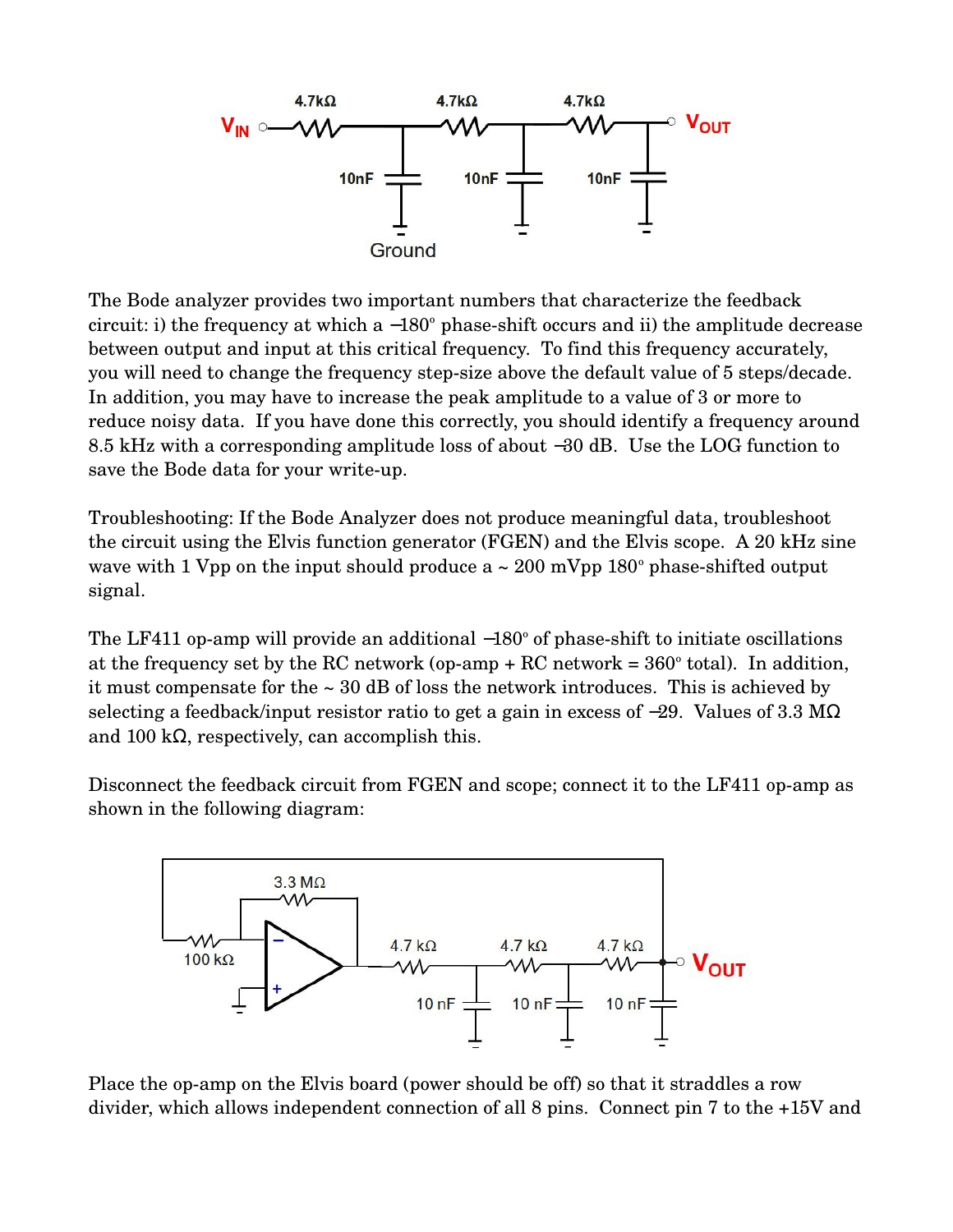The Bode analyzer provides two important numbers that characterize the feedback circuit: i) the frequency at which a –180° phase-shift occurs and ii) the amplitude decrease between output and input at this critical frequency. To find this frequency accurately, you will need to change the frequency step-size above the default value of 5 steps/decade. In addition, you may have to increase the peak amplitude to a value of 3 or more to reduce noisy data. If you have done this correctly, you should identify a frequency around 8.5 kHz with a corresponding amplitude loss of about –30 dB. Use the LOG function to save the Bode data for your write-up.

Troubleshooting: If the Bode Analyzer does not produce meaningful data, troubleshoot the circuit using the Elvis function generator (FGEN) and the Elvis scope. A 20 kHz sine wave with 1 Vpp on the input should produce a ~ 200 mVpp 180° phase-shifted output signal.

The LF411 op-amp will provide an additional –180° of phase-shift to initiate oscillations at the frequency set by the RC network (op-amp + RC network = 360° total). In addition, it must compensate for the ~ 30 dB of loss the network introduces. This is achieved by selecting a feedback/input resistor ratio to get a gain in excess of –29. Values of 3.3 MΩ and 100 kΩ, respectively, can accomplish this.

Disconnect the feedback circuit from FGEN and scope; connect it to the LF411 op-amp as shown in the following diagram:

Place the op-amp on the Elvis board (power should be off) so that it straddles a row divider, which allows independent connection of all 8 pins. Connect pin 7 to the +15V and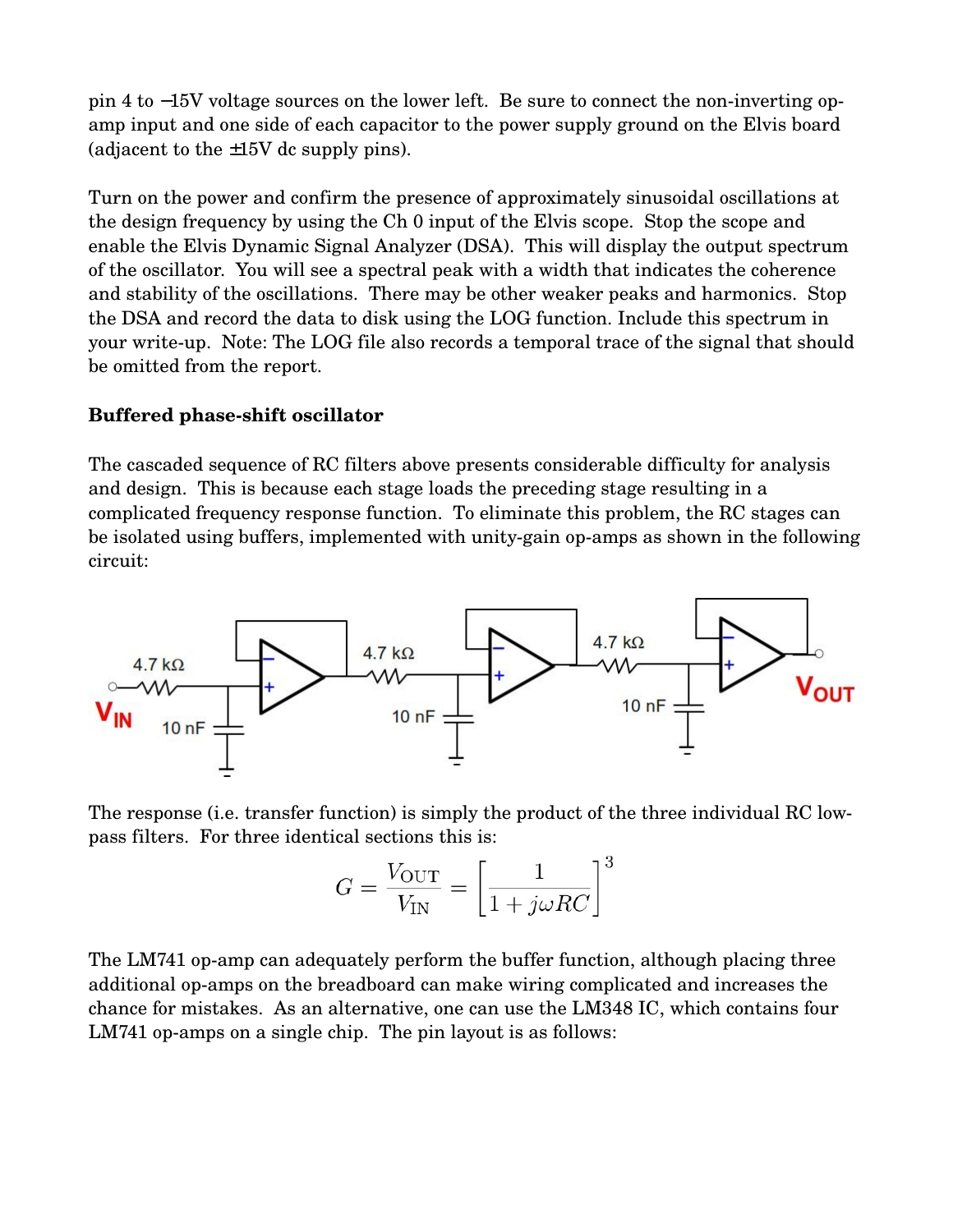pin 4 to −15V voltage sources on the lower left. Be sure to connect the non-inverting op-amp input and one side of each capacitor to the power supply ground on the Elvis board (adjacent to the ±15V dc supply pins).

Turn on the power and confirm the presence of approximately sinusoidal oscillations at the design frequency by using the Ch 0 input of the Elvis scope. Stop the scope and enable the Elvis Dynamic Signal Analyzer (DSA). This will display the output spectrum of the oscillator. You will see a spectral peak with a width that indicates the coherence and stability of the oscillations. There may be other weaker peaks and harmonics. Stop the DSA and record the data to disk using the LOG function. Include this spectrum in your write-up. Note: The LOG file also records a temporal trace of the signal that should be omitted from the report.

**Buffered phase-shift oscillator**

The cascaded sequence of RC filters above presents considerable difficulty for analysis and design. This is because each stage loads the preceding stage resulting in a complicated frequency response function. To eliminate this problem, the RC stages can be isolated using buffers, implemented with unity-gain op-amps as shown in the following circuit:

The response (i.e. transfer function) is simply the product of the three individual RC low-pass filters. For three identical sections this is:

$$G = \frac{V_{\mathrm{OUT}}}{V_{\mathrm{IN}}} = \left[\frac{1}{1 + j\omega RC}\right]^3$$

The LM741 op-amp can adequately perform the buffer function, although placing three additional op-amps on the breadboard can make wiring complicated and increases the chance for mistakes. As an alternative, one can use the LM348 IC, which contains four LM741 op-amps on a single chip. The pin layout is as follows: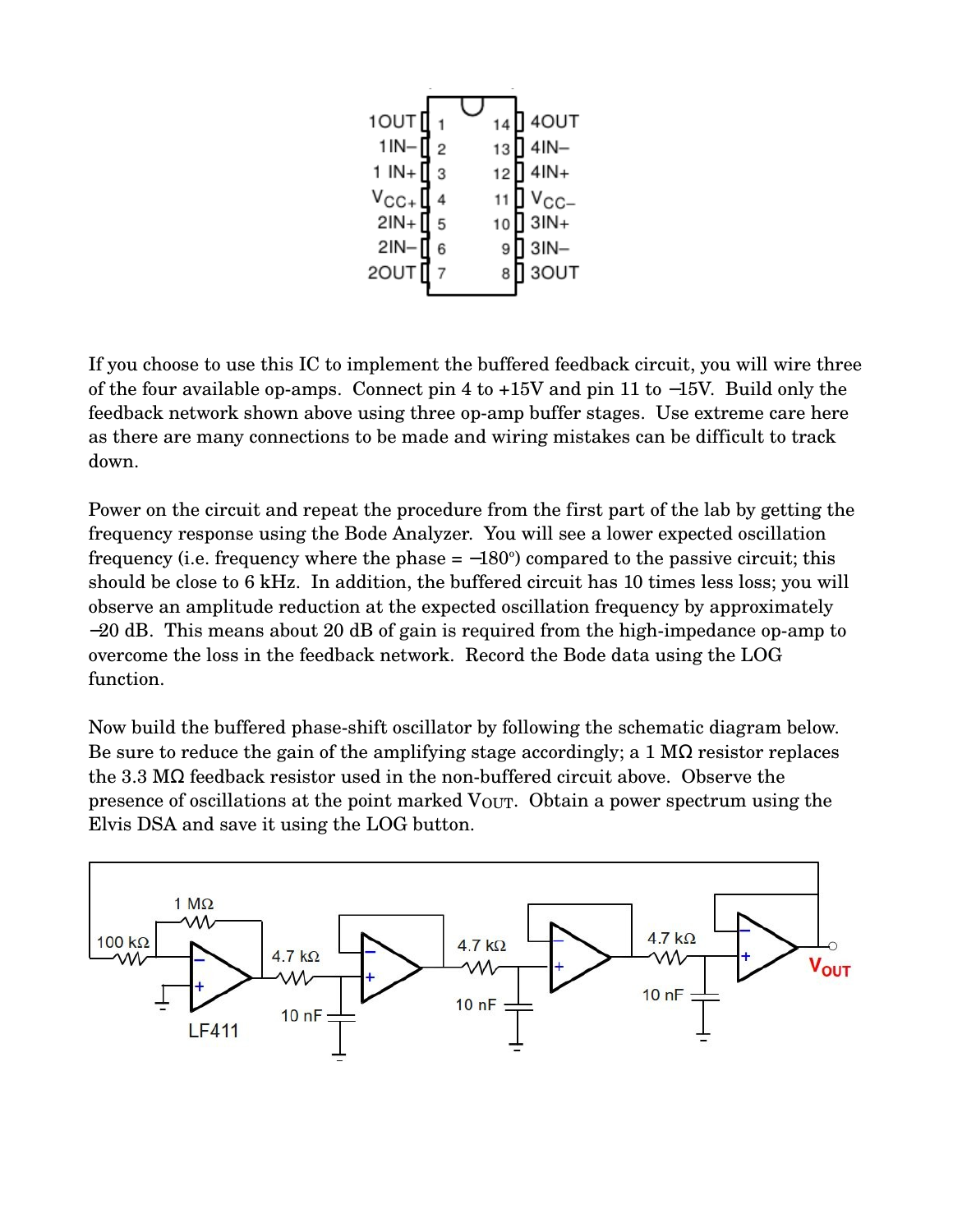If you choose to use this IC to implement the buffered feedback circuit, you will wire three of the four available op-amps. Connect pin 4 to +15V and pin 11 to –15V. Build only the feedback network shown above using three op-amp buffer stages. Use extreme care here as there are many connections to be made and wiring mistakes can be difficult to track down.

Power on the circuit and repeat the procedure from the first part of the lab by getting the frequency response using the Bode Analyzer. You will see a lower expected oscillation frequency (i.e. frequency where the phase = –180°) compared to the passive circuit; this should be close to 6 kHz. In addition, the buffered circuit has 10 times less loss; you will observe an amplitude reduction at the expected oscillation frequency by approximately –20 dB. This means about 20 dB of gain is required from the high-impedance op-amp to overcome the loss in the feedback network. Record the Bode data using the LOG function.

Now build the buffered phase-shift oscillator by following the schematic diagram below. Be sure to reduce the gain of the amplifying stage accordingly; a 1 MΩ resistor replaces the 3.3 MΩ feedback resistor used in the non-buffered circuit above. Observe the presence of oscillations at the point marked $V_{OUT}$. Obtain a power spectrum using the Elvis DSA and save it using the LOG button.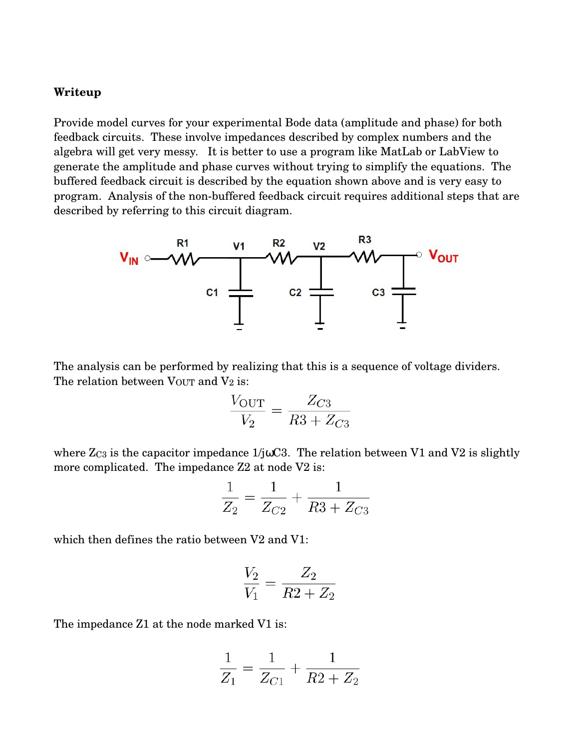**Writeup**

Provide model curves for your experimental Bode data (amplitude and phase) for both feedback circuits. These involve impedances described by complex numbers and the algebra will get very messy. It is better to use a program like MatLab or LabView to generate the amplitude and phase curves without trying to simplify the equations. The buffered feedback circuit is described by the equation shown above and is very easy to program. Analysis of the non-buffered feedback circuit requires additional steps that are described by referring to this circuit diagram.

The analysis can be performed by realizing that this is a sequence of voltage dividers. The relation between $V_{OUT}$ and $V_2$ is:

$$\frac{V_{\mathrm{OUT}}}{V_2} = \frac{Z_{C3}}{R3 + Z_{C3}}$$

where $Z_{C3}$ is the capacitor impedance $1/j\omega C3$. The relation between V1 and V2 is slightly more complicated. The impedance Z2 at node V2 is:

$$\frac{1}{Z_2} = \frac{1}{Z_{C2}} + \frac{1}{R3 + Z_{C3}}$$

which then defines the ratio between V2 and V1:

$$\frac{V_2}{V_1} = \frac{Z_2}{R2 + Z_2}$$

The impedance Z1 at the node marked V1 is:

$$\frac{1}{Z_1} = \frac{1}{Z_{C1}} + \frac{1}{R2 + Z_2}$$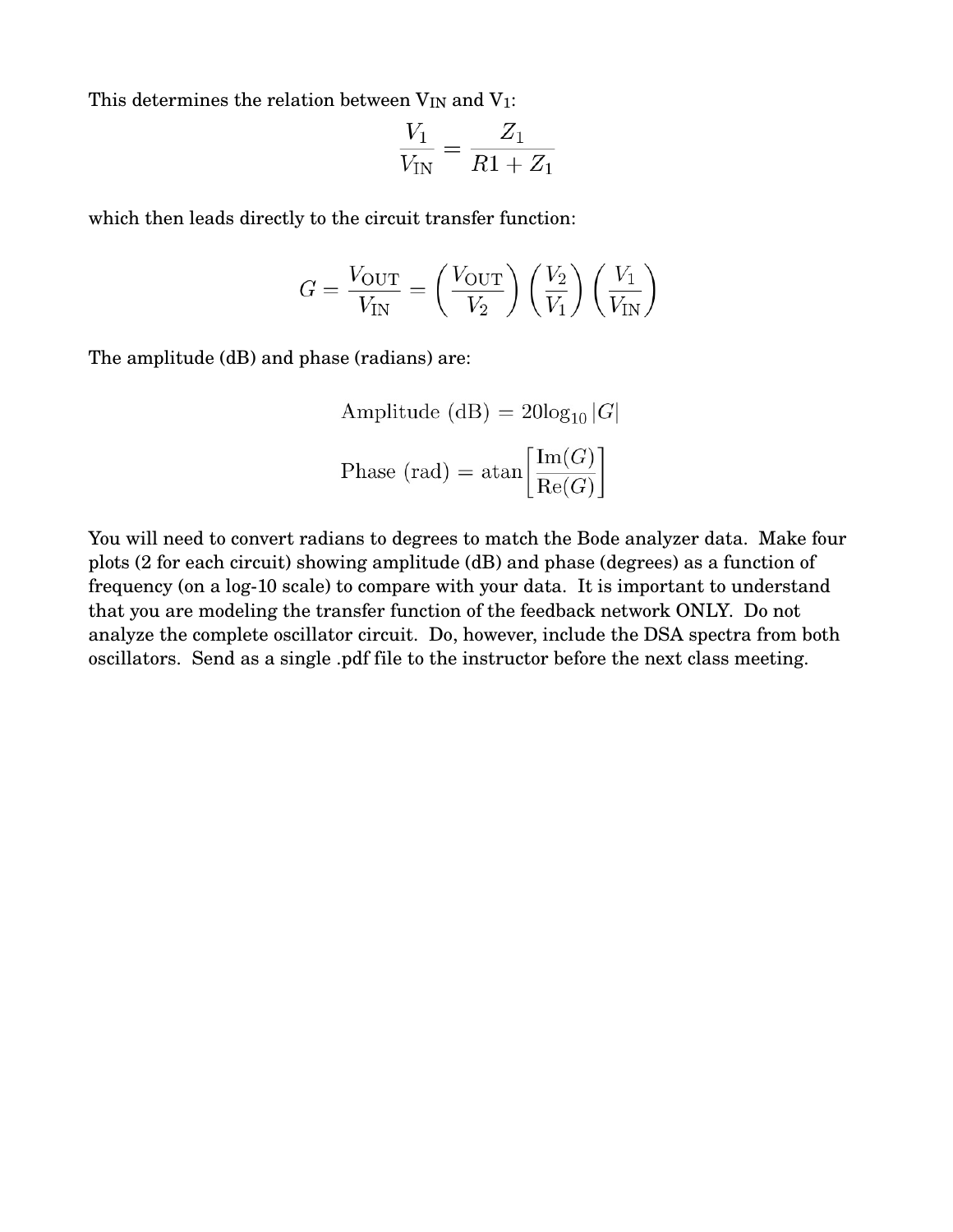This determines the relation between $V_{\text{IN}}$ and $V_1$:

$$\frac{V_1}{V_{\text{IN}}} = \frac{Z_1}{R1 + Z_1}$$

which then leads directly to the circuit transfer function:

$$G = \frac{V_{\text{OUT}}}{V_{\text{IN}}} = \left(\frac{V_{\text{OUT}}}{V_2}\right)\left(\frac{V_2}{V_1}\right)\left(\frac{V_1}{V_{\text{IN}}}\right)$$

The amplitude (dB) and phase (radians) are:

$$\text{Amplitude (dB)} = 20\log_{10}|G|$$

$$\text{Phase (rad)} = \text{atan}\left[\frac{\text{Im}(G)}{\text{Re}(G)}\right]$$

You will need to convert radians to degrees to match the Bode analyzer data. Make four plots (2 for each circuit) showing amplitude (dB) and phase (degrees) as a function of frequency (on a log-10 scale) to compare with your data. It is important to understand that you are modeling the transfer function of the feedback network ONLY. Do not analyze the complete oscillator circuit. Do, however, include the DSA spectra from both oscillators. Send as a single .pdf file to the instructor before the next class meeting.